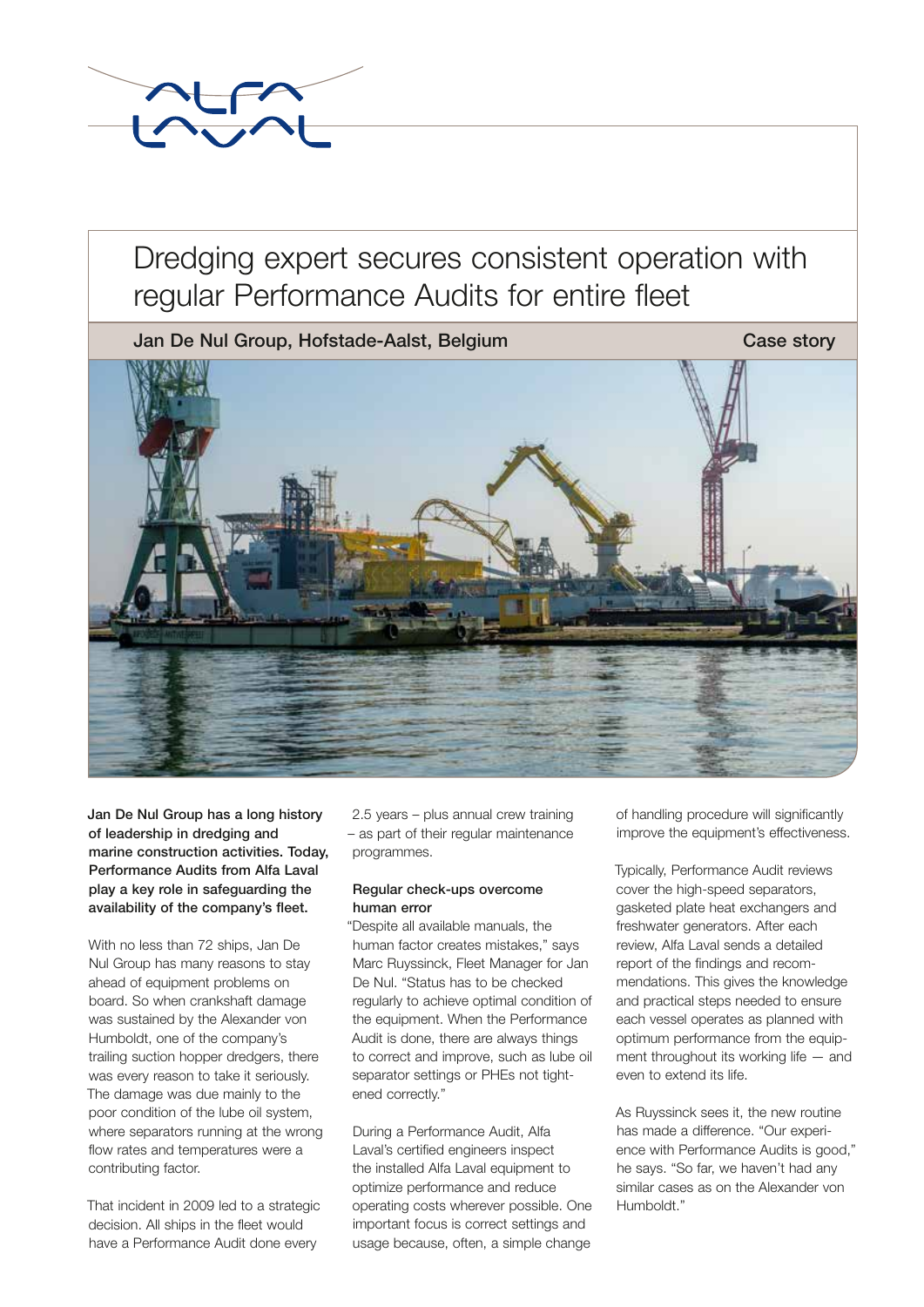# Dredging expert secures consistent operation with regular Performance Audits for entire fleet

**Jan De Nul Group, Hofstade-Aalst, Belgium** **Case story**

**Jan De Nul Group has a long history of leadership in dredging and marine construction activities. Today, Performance Audits from Alfa Laval play a key role in safeguarding the availability of the company's fleet.**

With no less than 72 ships, Jan De Nul Group has many reasons to stay ahead of equipment problems on board. So when crankshaft damage was sustained by the Alexander von Humboldt, one of the company's trailing suction hopper dredgers, there was every reason to take it seriously. The damage was due mainly to the poor condition of the lube oil system, where separators running at the wrong flow rates and temperatures were a contributing factor.

That incident in 2009 led to a strategic decision. All ships in the fleet would have a Performance Audit done every 2.5 years – plus annual crew training – as part of their regular maintenance programmes.

### Regular check-ups overcome human error

"Despite all available manuals, the human factor creates mistakes," says Marc Ruyssinck, Fleet Manager for Jan De Nul. "Status has to be checked regularly to achieve optimal condition of the equipment. When the Performance Audit is done, there are always things to correct and improve, such as lube oil separator settings or PHEs not tightened correctly."

During a Performance Audit, Alfa Laval's certified engineers inspect the installed Alfa Laval equipment to optimize performance and reduce operating costs wherever possible. One important focus is correct settings and usage because, often, a simple change of handling procedure will significantly improve the equipment's effectiveness.

Typically, Performance Audit reviews cover the high-speed separators, gasketed plate heat exchangers and freshwater generators. After each review, Alfa Laval sends a detailed report of the findings and recommendations. This gives the knowledge and practical steps needed to ensure each vessel operates as planned with optimum performance from the equipment throughout its working life — and even to extend its life.

As Ruyssinck sees it, the new routine has made a difference. "Our experience with Performance Audits is good," he says. "So far, we haven't had any similar cases as on the Alexander von Humboldt."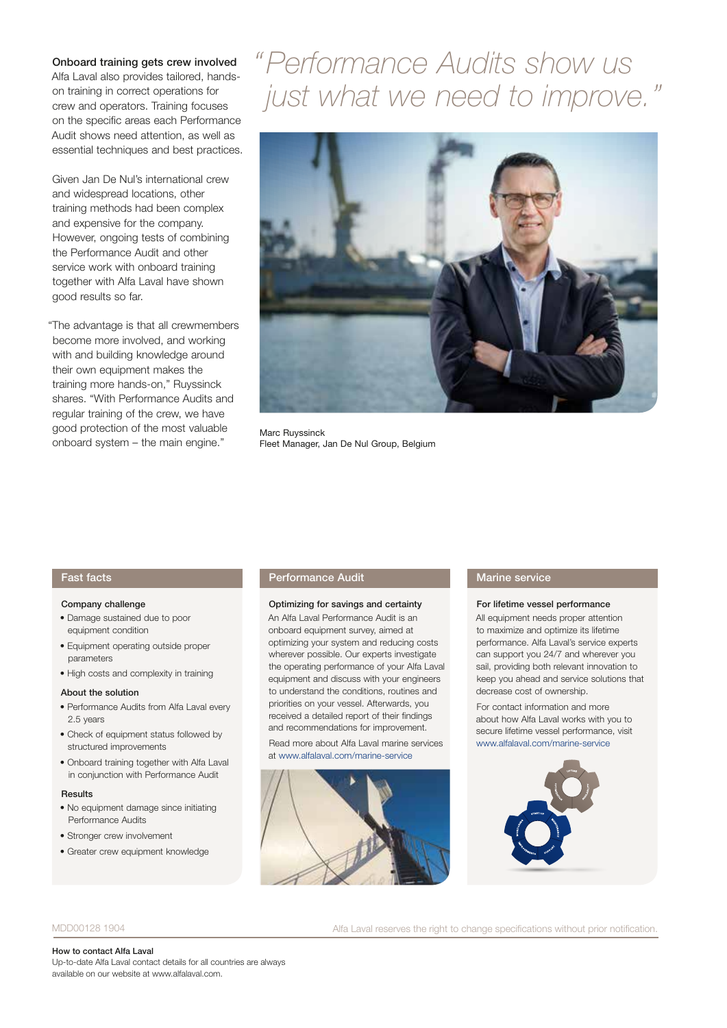### Onboard training gets crew involved

Alfa Laval also provides tailored, hands-on training in correct operations for crew and operators. Training focuses on the specific areas each Performance Audit shows need attention, as well as essential techniques and best practices.

Given Jan De Nul's international crew and widespread locations, other training methods had been complex and expensive for the company. However, ongoing tests of combining the Performance Audit and other service work with onboard training together with Alfa Laval have shown good results so far.

"The advantage is that all crewmembers become more involved, and working with and building knowledge around their own equipment makes the training more hands-on," Ruyssinck shares. "With Performance Audits and regular training of the crew, we have good protection of the most valuable onboard system – the main engine."

*"Performance Audits show us just what we need to improve."*

Marc Ruyssinck
Fleet Manager, Jan De Nul Group, Belgium

## Fast facts

**Company challenge**

- Damage sustained due to poor equipment condition
- Equipment operating outside proper parameters
- High costs and complexity in training

**About the solution**

- Performance Audits from Alfa Laval every 2.5 years
- Check of equipment status followed by structured improvements
- Onboard training together with Alfa Laval in conjunction with Performance Audit

**Results**

- No equipment damage since initiating Performance Audits
- Stronger crew involvement
- Greater crew equipment knowledge

## Performance Audit

**Optimizing for savings and certainty**

An Alfa Laval Performance Audit is an onboard equipment survey, aimed at optimizing your system and reducing costs wherever possible. Our experts investigate the operating performance of your Alfa Laval equipment and discuss with your engineers to understand the conditions, routines and priorities on your vessel. Afterwards, you received a detailed report of their findings and recommendations for improvement.

Read more about Alfa Laval marine services at www.alfalaval.com/marine-service

## Marine service

**For lifetime vessel performance**

All equipment needs proper attention to maximize and optimize its lifetime performance. Alfa Laval's service experts can support you 24/7 and wherever you sail, providing both relevant innovation to keep you ahead and service solutions that decrease cost of ownership.

For contact information and more about how Alfa Laval works with you to secure lifetime vessel performance, visit www.alfalaval.com/marine-service

MDD00128 1904

Alfa Laval reserves the right to change specifications without prior notification.

**How to contact Alfa Laval**

Up-to-date Alfa Laval contact details for all countries are always available on our website at www.alfalaval.com.